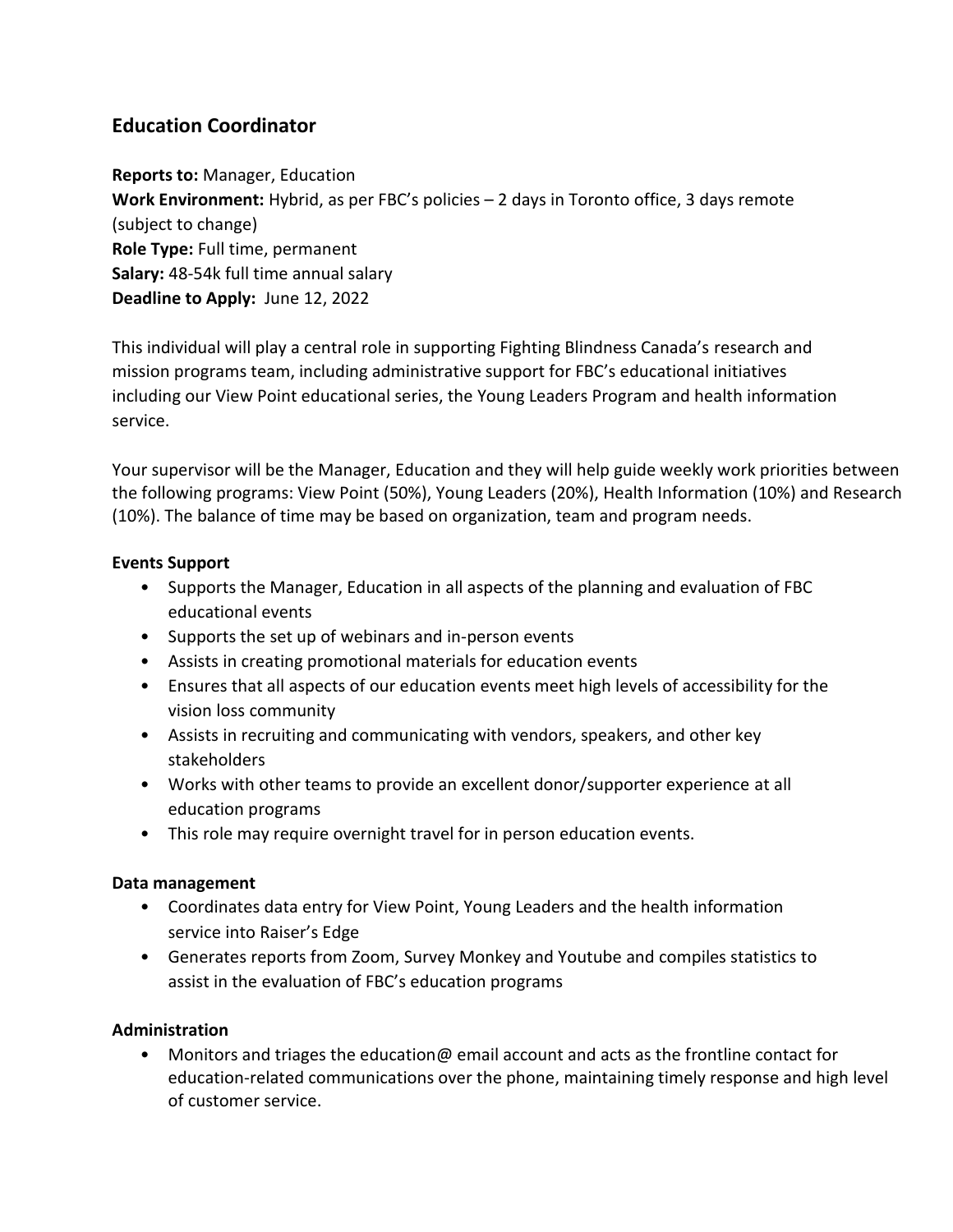## Education Coordinator

**Reports to:** Manager, Education
**Work Environment:** Hybrid, as per FBC's policies – 2 days in Toronto office, 3 days remote (subject to change)
**Role Type:** Full time, permanent
**Salary:** 48-54k full time annual salary
**Deadline to Apply:** June 12, 2022

This individual will play a central role in supporting Fighting Blindness Canada's research and mission programs team, including administrative support for FBC's educational initiatives including our View Point educational series, the Young Leaders Program and health information service.

Your supervisor will be the Manager, Education and they will help guide weekly work priorities between the following programs: View Point (50%), Young Leaders (20%), Health Information (10%) and Research (10%). The balance of time may be based on organization, team and program needs.

**Events Support**

- Supports the Manager, Education in all aspects of the planning and evaluation of FBC educational events
- Supports the set up of webinars and in-person events
- Assists in creating promotional materials for education events
- Ensures that all aspects of our education events meet high levels of accessibility for the vision loss community
- Assists in recruiting and communicating with vendors, speakers, and other key stakeholders
- Works with other teams to provide an excellent donor/supporter experience at all education programs
- This role may require overnight travel for in person education events.

**Data management**

- Coordinates data entry for View Point, Young Leaders and the health information service into Raiser's Edge
- Generates reports from Zoom, Survey Monkey and Youtube and compiles statistics to assist in the evaluation of FBC's education programs

**Administration**

- Monitors and triages the education@ email account and acts as the frontline contact for education-related communications over the phone, maintaining timely response and high level of customer service.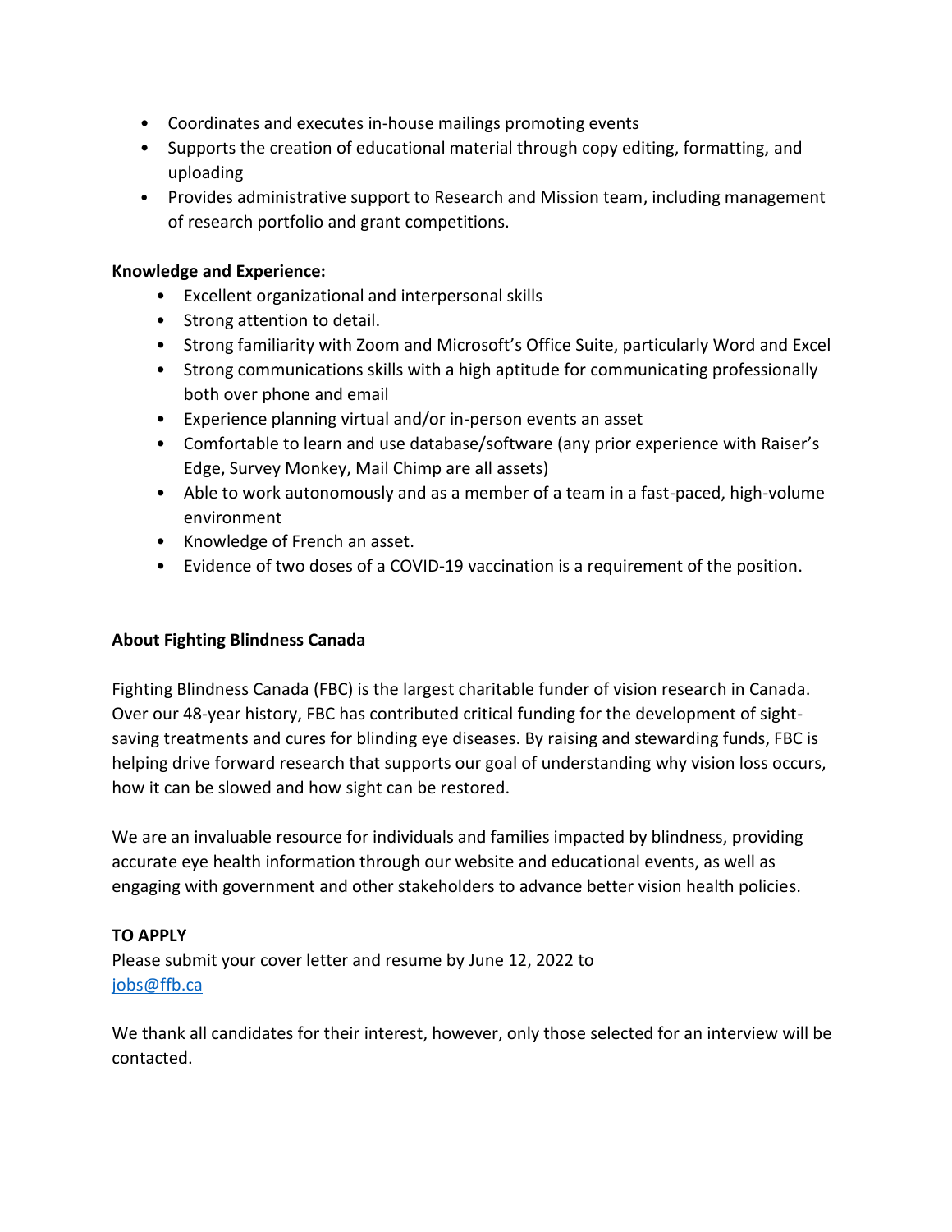- Coordinates and executes in-house mailings promoting events
- Supports the creation of educational material through copy editing, formatting, and uploading
- Provides administrative support to Research and Mission team, including management of research portfolio and grant competitions.

**Knowledge and Experience:**

- Excellent organizational and interpersonal skills
- Strong attention to detail.
- Strong familiarity with Zoom and Microsoft's Office Suite, particularly Word and Excel
- Strong communications skills with a high aptitude for communicating professionally both over phone and email
- Experience planning virtual and/or in-person events an asset
- Comfortable to learn and use database/software (any prior experience with Raiser's Edge, Survey Monkey, Mail Chimp are all assets)
- Able to work autonomously and as a member of a team in a fast-paced, high-volume environment
- Knowledge of French an asset.
- Evidence of two doses of a COVID-19 vaccination is a requirement of the position.

**About Fighting Blindness Canada**

Fighting Blindness Canada (FBC) is the largest charitable funder of vision research in Canada. Over our 48-year history, FBC has contributed critical funding for the development of sight-saving treatments and cures for blinding eye diseases. By raising and stewarding funds, FBC is helping drive forward research that supports our goal of understanding why vision loss occurs, how it can be slowed and how sight can be restored.

We are an invaluable resource for individuals and families impacted by blindness, providing accurate eye health information through our website and educational events, as well as engaging with government and other stakeholders to advance better vision health policies.

**TO APPLY**

Please submit your cover letter and resume by June 12, 2022 to [jobs@ffb.ca](mailto:jobs@ffb.ca)

We thank all candidates for their interest, however, only those selected for an interview will be contacted.